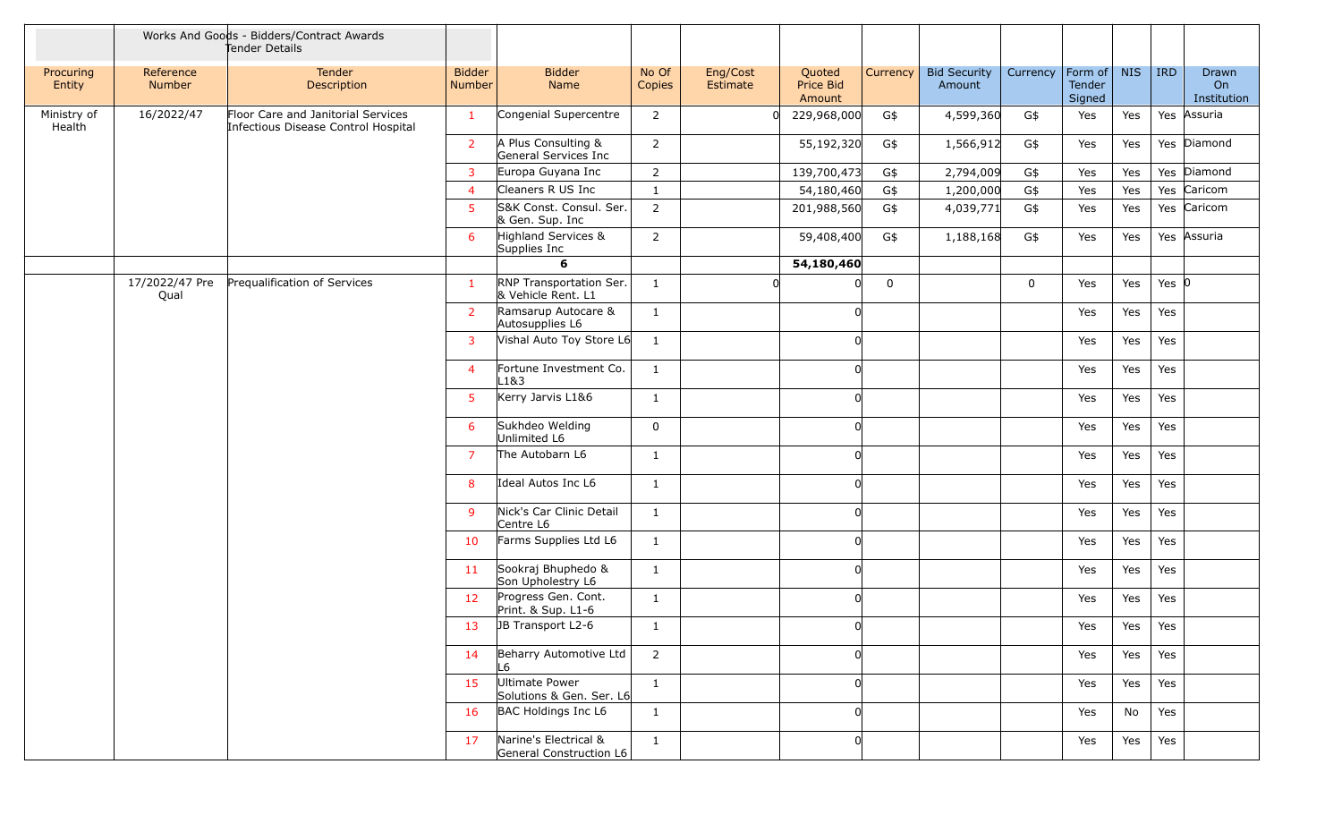| | | Works And Goods - Bidders/Contract Awards Tender Details | | | | | | | | | | | | |
|---|---|---|---|---|---|---|---|---|---|---|---|---|---|---|
| Procuring Entity | Reference Number | Tender Description | Bidder Number | Bidder Name | No Of Copies | Eng/Cost Estimate | Quoted Price Bid Amount | Currency | Bid Security Amount | Currency | Form of Tender Signed | NIS | IRD | Drawn On Institution |
| Ministry of Health | 16/2022/47 | Floor Care and Janitorial Services Infectious Disease Control Hospital | 1 | Congenial Supercentre | 2 | 0 | 229,968,000 | G$ | 4,599,360 | G$ | Yes | Yes | Yes | Assuria |
| | | | 2 | A Plus Consulting & General Services Inc | 2 | | 55,192,320 | G$ | 1,566,912 | G$ | Yes | Yes | Yes | Diamond |
| | | | 3 | Europa Guyana Inc | 2 | | 139,700,473 | G$ | 2,794,009 | G$ | Yes | Yes | Yes | Diamond |
| | | | 4 | Cleaners R US Inc | 1 | | 54,180,460 | G$ | 1,200,000 | G$ | Yes | Yes | Yes | Caricom |
| | | | 5 | S&K Const. Consul. Ser. & Gen. Sup. Inc | 2 | | 201,988,560 | G$ | 4,039,771 | G$ | Yes | Yes | Yes | Caricom |
| | | | 6 | Highland Services & Supplies Inc | 2 | | 59,408,400 | G$ | 1,188,168 | G$ | Yes | Yes | Yes | Assuria |
| | | | | **6** | | | **54,180,460** | | | | | | | |
| | 17/2022/47 Pre Qual | Prequalification of Services | 1 | RNP Transportation Ser. & Vehicle Rent. L1 | 1 | 0 | 0 | 0 | | 0 | Yes | Yes | Yes | 0 |
| | | | 2 | Ramsarup Autocare & Autosupplies L6 | 1 | | 0 | | | | Yes | Yes | Yes | |
| | | | 3 | Vishal Auto Toy Store L6 | 1 | | 0 | | | | Yes | Yes | Yes | |
| | | | 4 | Fortune Investment Co. L1&3 | 1 | | 0 | | | | Yes | Yes | Yes | |
| | | | 5 | Kerry Jarvis L1&6 | 1 | | 0 | | | | Yes | Yes | Yes | |
| | | | 6 | Sukhdeo Welding Unlimited L6 | 0 | | 0 | | | | Yes | Yes | Yes | |
| | | | 7 | The Autobarn L6 | 1 | | 0 | | | | Yes | Yes | Yes | |
| | | | 8 | Ideal Autos Inc L6 | 1 | | 0 | | | | Yes | Yes | Yes | |
| | | | 9 | Nick's Car Clinic Detail Centre L6 | 1 | | 0 | | | | Yes | Yes | Yes | |
| | | | 10 | Farms Supplies Ltd L6 | 1 | | 0 | | | | Yes | Yes | Yes | |
| | | | 11 | Sookraj Bhuphedo & Son Upholestry L6 | 1 | | 0 | | | | Yes | Yes | Yes | |
| | | | 12 | Progress Gen. Cont. Print. & Sup. L1-6 | 1 | | 0 | | | | Yes | Yes | Yes | |
| | | | 13 | JB Transport L2-6 | 1 | | 0 | | | | Yes | Yes | Yes | |
| | | | 14 | Beharry Automotive Ltd L6 | 2 | | 0 | | | | Yes | Yes | Yes | |
| | | | 15 | Ultimate Power Solutions & Gen. Ser. L6 | 1 | | 0 | | | | Yes | Yes | Yes | |
| | | | 16 | BAC Holdings Inc L6 | 1 | | 0 | | | | Yes | No | Yes | |
| | | | 17 | Narine's Electrical & General Construction L6 | 1 | | 0 | | | | Yes | Yes | Yes | |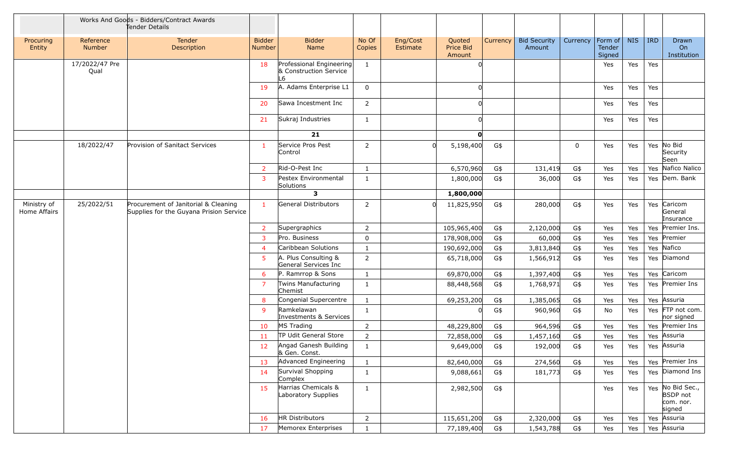| | Works And Goods - Bidders/Contract Awards Tender Details | | | | | | | | | | | | | | |
|---|---|---|---|---|---|---|---|---|---|---|---|---|---|---|---|
| Procuring Entity | Reference Number | Tender Description | Bidder Number | Bidder Name | No Of Copies | Eng/Cost Estimate | Quoted Price Bid Amount | Currency | Bid Security Amount | Currency | Form of Tender Signed | NIS | IRD | Drawn On Institution |
| | 17/2022/47 Pre Qual | | 18 | Professional Engineering & Construction Service L6 | 1 | | 0 | | | | Yes | Yes | Yes | |
| | | | 19 | A. Adams Enterprise L1 | 0 | | 0 | | | | Yes | Yes | Yes | |
| | | | 20 | Sawa Incestment Inc | 2 | | 0 | | | | Yes | Yes | Yes | |
| | | | 21 | Sukraj Industries | 1 | | 0 | | | | Yes | Yes | Yes | |
| | | | | **21** | | | **0** | | | | | | | |
| | 18/2022/47 | Provision of Sanitact Services | 1 | Service Pros Pest Control | 2 | 0 | 5,198,400 | G$ | | 0 | Yes | Yes | Yes | No Bid Security Seen |
| | | | 2 | Rid-O-Pest Inc | 1 | | 6,570,960 | G$ | 131,419 | G$ | Yes | Yes | Yes | Nafico Nalico |
| | | | 3 | Pestex Environmental Solutions | 1 | | 1,800,000 | G$ | 36,000 | G$ | Yes | Yes | Yes | Dem. Bank |
| | | | | **3** | | | **1,800,000** | | | | | | | |
| Ministry of Home Affairs | 25/2022/51 | Procurement of Janitorial & Cleaning Supplies for the Guyana Prision Service | 1 | General Distributors | 2 | 0 | 11,825,950 | G$ | 280,000 | G$ | Yes | Yes | Yes | Caricom General Insurance |
| | | | 2 | Supergraphics | 2 | | 105,965,400 | G$ | 2,120,000 | G$ | Yes | Yes | Yes | Premier Ins. |
| | | | 3 | Pro. Business | 0 | | 178,908,000 | G$ | 60,000 | G$ | Yes | Yes | Yes | Premier |
| | | | 4 | Caribbean Solutions | 1 | | 190,692,000 | G$ | 3,813,840 | G$ | Yes | Yes | Yes | Nafico |
| | | | 5 | A. Plus Consulting & General Services Inc | 2 | | 65,718,000 | G$ | 1,566,912 | G$ | Yes | Yes | Yes | Diamond |
| | | | 6 | P. Ramrrop & Sons | 1 | | 69,870,000 | G$ | 1,397,400 | G$ | Yes | Yes | Yes | Caricom |
| | | | 7 | Twins Manufacturing Chemist | 1 | | 88,448,568 | G$ | 1,768,971 | G$ | Yes | Yes | Yes | Premier Ins |
| | | | 8 | Congenial Supercentre | 1 | | 69,253,200 | G$ | 1,385,065 | G$ | Yes | Yes | Yes | Assuria |
| | | | 9 | Ramkelawan Investments & Services | 1 | | 0 | G$ | 960,960 | G$ | No | Yes | Yes | FTP not com. nor signed |
| | | | 10 | MS Trading | 2 | | 48,229,800 | G$ | 964,596 | G$ | Yes | Yes | Yes | Premier Ins |
| | | | 11 | TP Udit General Store | 2 | | 72,858,000 | G$ | 1,457,160 | G$ | Yes | Yes | Yes | Assuria |
| | | | 12 | Angad Ganesh Building & Gen. Const. | 1 | | 9,649,000 | G$ | 192,000 | G$ | Yes | Yes | Yes | Assuria |
| | | | 13 | Advanced Engineering | 1 | | 82,640,000 | G$ | 274,560 | G$ | Yes | Yes | Yes | Premier Ins |
| | | | 14 | Survival Shopping Complex | 1 | | 9,088,661 | G$ | 181,773 | G$ | Yes | Yes | Yes | Diamond Ins |
| | | | 15 | Harrias Chemicals & Laboratory Supplies | 1 | | 2,982,500 | G$ | | | Yes | Yes | Yes | No Bid Sec., BSDP not com. nor. signed |
| | | | 16 | HR Distributors | 2 | | 115,651,200 | G$ | 2,320,000 | G$ | Yes | Yes | Yes | Assuria |
| | | | 17 | Memorex Enterprises | 1 | | 77,189,400 | G$ | 1,543,788 | G$ | Yes | Yes | Yes | Assuria |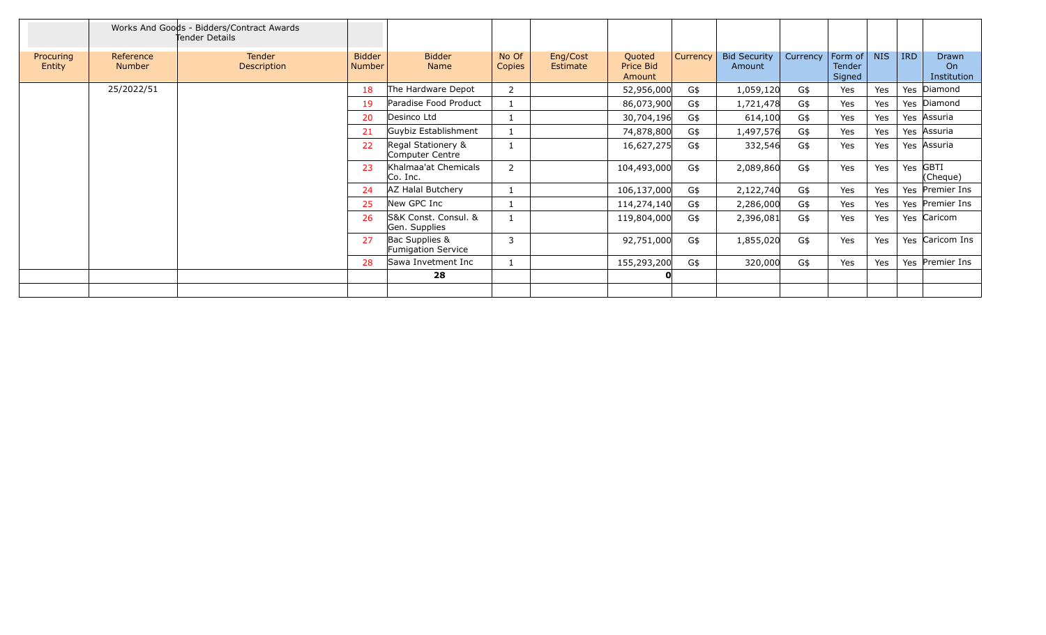| | Works And Goods - Bidders/Contract Awards Tender Details | | | | | | | | | | | | | | |
|---|---|---|---|---|---|---|---|---|---|---|---|---|---|---|---|
| Procuring Entity | Reference Number | Tender Description | Bidder Number | Bidder Name | No Of Copies | Eng/Cost Estimate | Quoted Price Bid Amount | Currency | Bid Security Amount | Currency | Form of Tender Signed | NIS | IRD | Drawn On Institution |
| | 25/2022/51 | | 18 | The Hardware Depot | 2 | | 52,956,000 | G$ | 1,059,120 | G$ | Yes | Yes | Yes | Diamond |
| | | | 19 | Paradise Food Product | 1 | | 86,073,900 | G$ | 1,721,478 | G$ | Yes | Yes | Yes | Diamond |
| | | | 20 | Desinco Ltd | 1 | | 30,704,196 | G$ | 614,100 | G$ | Yes | Yes | Yes | Assuria |
| | | | 21 | Guybiz Establishment | 1 | | 74,878,800 | G$ | 1,497,576 | G$ | Yes | Yes | Yes | Assuria |
| | | | 22 | Regal Stationery & Computer Centre | 1 | | 16,627,275 | G$ | 332,546 | G$ | Yes | Yes | Yes | Assuria |
| | | | 23 | Khalmaa'at Chemicals Co. Inc. | 2 | | 104,493,000 | G$ | 2,089,860 | G$ | Yes | Yes | Yes | GBTI (Cheque) |
| | | | 24 | AZ Halal Butchery | 1 | | 106,137,000 | G$ | 2,122,740 | G$ | Yes | Yes | Yes | Premier Ins |
| | | | 25 | New GPC Inc | 1 | | 114,274,140 | G$ | 2,286,000 | G$ | Yes | Yes | Yes | Premier Ins |
| | | | 26 | S&K Const. Consul. & Gen. Supplies | 1 | | 119,804,000 | G$ | 2,396,081 | G$ | Yes | Yes | Yes | Caricom |
| | | | 27 | Bac Supplies & Fumigation Service | 3 | | 92,751,000 | G$ | 1,855,020 | G$ | Yes | Yes | Yes | Caricom Ins |
| | | | 28 | Sawa Invetment Inc | 1 | | 155,293,200 | G$ | 320,000 | G$ | Yes | Yes | Yes | Premier Ins |
| | | | | **28** | | | **0** | | | | | | | |
| | | | | | | | | | | | | | | |